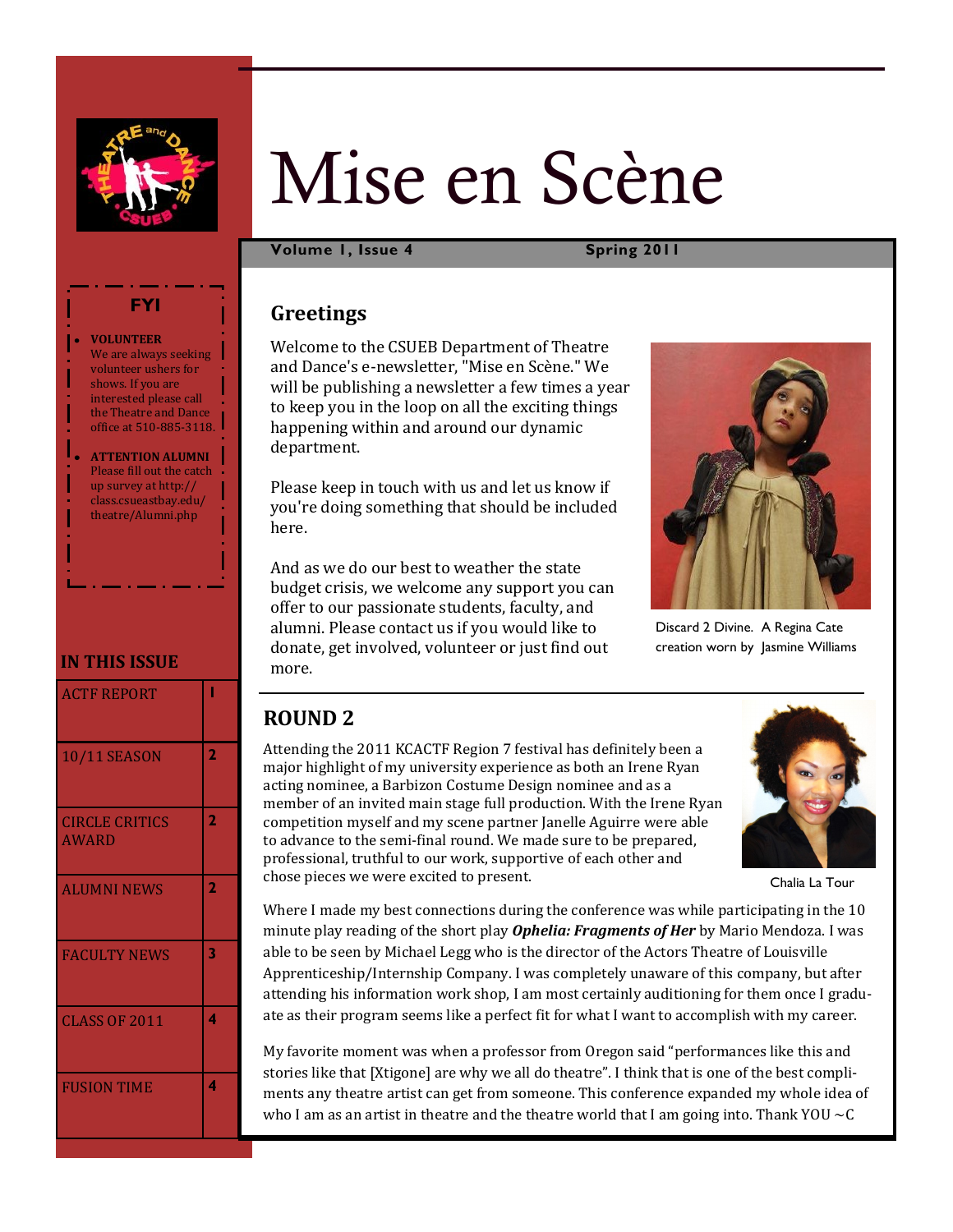# Mise en Scène

**Volume 1, Issue 4** **Spring 2011**

## Greetings

Welcome to the CSUEB Department of Theatre and Dance's e-newsletter, "Mise en Scène." We will be publishing a newsletter a few times a year to keep you in the loop on all the exciting things happening within and around our dynamic department.

Please keep in touch with us and let us know if you're doing something that should be included here.

And as we do our best to weather the state budget crisis, we welcome any support you can offer to our passionate students, faculty, and alumni. Please contact us if you would like to donate, get involved, volunteer or just find out more.

Discard 2 Divine. A Regina Cate creation worn by Jasmine Williams

## ROUND 2

Attending the 2011 KCACTF Region 7 festival has definitely been a major highlight of my university experience as both an Irene Ryan acting nominee, a Barbizon Costume Design nominee and as a member of an invited main stage full production. With the Irene Ryan competition myself and my scene partner Janelle Aguirre were able to advance to the semi-final round. We made sure to be prepared, professional, truthful to our work, supportive of each other and chose pieces we were excited to present.

Chalia La Tour

Where I made my best connections during the conference was while participating in the 10 minute play reading of the short play ***Ophelia: Fragments of Her*** by Mario Mendoza. I was able to be seen by Michael Legg who is the director of the Actors Theatre of Louisville Apprenticeship/Internship Company. I was completely unaware of this company, but after attending his information work shop, I am most certainly auditioning for them once I graduate as their program seems like a perfect fit for what I want to accomplish with my career.

My favorite moment was when a professor from Oregon said "performances like this and stories like that [Xtigone] are why we all do theatre". I think that is one of the best compliments any theatre artist can get from someone. This conference expanded my whole idea of who I am as an artist in theatre and the theatre world that I am going into. Thank YOU ~C

### FYI

- **VOLUNTEER**
  We are always seeking volunteer ushers for shows. If you are interested please call the Theatre and Dance office at 510-885-3118.
- **ATTENTION ALUMNI**
  Please fill out the catch up survey at http://class.csueastbay.edu/theatre/Alumni.php

### IN THIS ISSUE

| Section | Page |
|---|---|
| ACTF REPORT | 1 |
| 10/11 SEASON | 2 |
| CIRCLE CRITICS AWARD | 2 |
| ALUMNI NEWS | 2 |
| FACULTY NEWS | 3 |
| CLASS OF 2011 | 4 |
| FUSION TIME | 4 |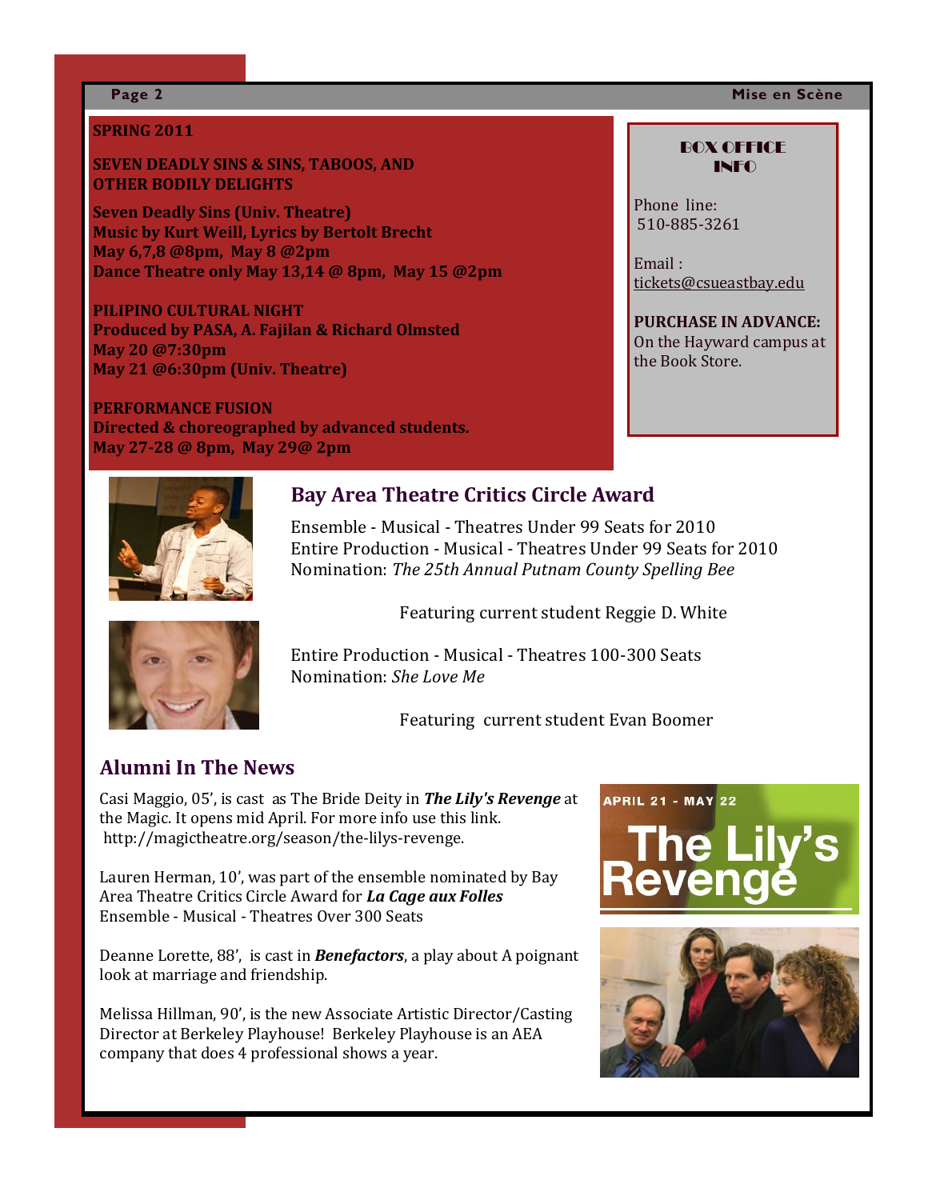**SPRING 2011**

**SEVEN DEADLY SINS & SINS, TABOOS, AND OTHER BODILY DELIGHTS**

**Seven Deadly Sins (Univ. Theatre)**
**Music by Kurt Weill, Lyrics by Bertolt Brecht**
**May 6,7,8 @8pm, May 8 @2pm**
**Dance Theatre only May 13,14 @ 8pm, May 15 @2pm**

**PILIPINO CULTURAL NIGHT**
**Produced by PASA, A. Fajilan & Richard Olmsted**
**May 20 @7:30pm**
**May 21 @6:30pm (Univ. Theatre)**

**PERFORMANCE FUSION**
**Directed & choreographed by advanced students.**
**May 27-28 @ 8pm, May 29@ 2pm**

**BOX OFFICE INFO**

Phone line:
510-885-3261

Email :
tickets@csueastbay.edu

**PURCHASE IN ADVANCE:**
On the Hayward campus at the Book Store.

## Bay Area Theatre Critics Circle Award

Ensemble - Musical - Theatres Under 99 Seats for 2010
Entire Production - Musical - Theatres Under 99 Seats for 2010
Nomination: *The 25th Annual Putnam County Spelling Bee*

Featuring current student Reggie D. White

Entire Production - Musical - Theatres 100-300 Seats
Nomination: *She Love Me*

Featuring current student Evan Boomer

## Alumni In The News

Casi Maggio, 05', is cast as The Bride Deity in ***The Lily's Revenge*** at the Magic. It opens mid April. For more info use this link. http://magictheatre.org/season/the-lilys-revenge.

Lauren Herman, 10', was part of the ensemble nominated by Bay Area Theatre Critics Circle Award for ***La Cage aux Folles*** Ensemble - Musical - Theatres Over 300 Seats

Deanne Lorette, 88', is cast in ***Benefactors***, a play about A poignant look at marriage and friendship.

Melissa Hillman, 90', is the new Associate Artistic Director/Casting Director at Berkeley Playhouse! Berkeley Playhouse is an AEA company that does 4 professional shows a year.

APRIL 21 - MAY 22
The Lily's Revenge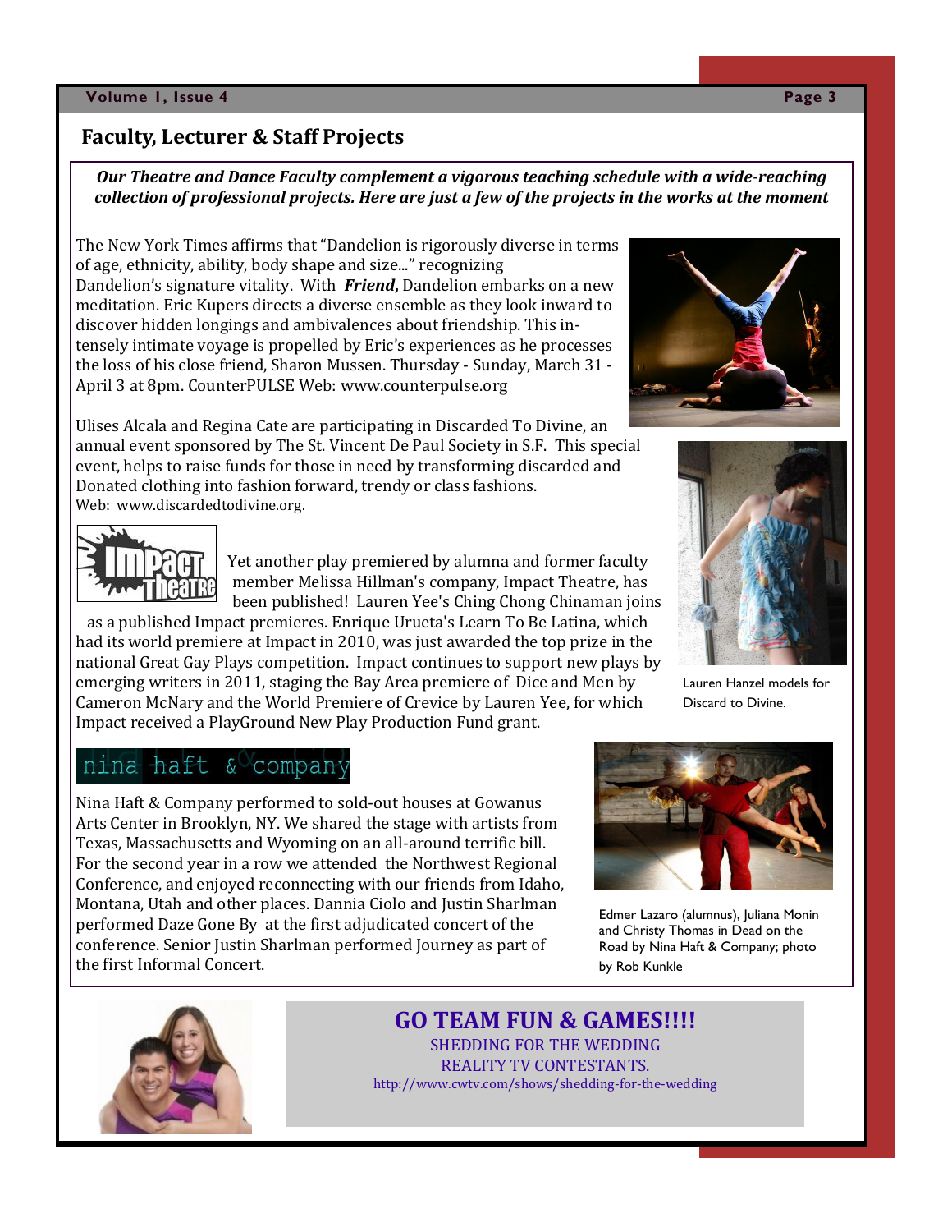## Faculty, Lecturer & Staff Projects

***Our Theatre and Dance Faculty complement a vigorous teaching schedule with a wide-reaching collection of professional projects. Here are just a few of the projects in the works at the moment***

The New York Times affirms that "Dandelion is rigorously diverse in terms of age, ethnicity, ability, body shape and size..." recognizing Dandelion's signature vitality. With ***Friend***, Dandelion embarks on a new meditation. Eric Kupers directs a diverse ensemble as they look inward to discover hidden longings and ambivalences about friendship. This intensely intimate voyage is propelled by Eric's experiences as he processes the loss of his close friend, Sharon Mussen. Thursday - Sunday, March 31 - April 3 at 8pm. CounterPULSE Web: www.counterpulse.org

Ulises Alcala and Regina Cate are participating in Discarded To Divine, an annual event sponsored by The St. Vincent De Paul Society in S.F. This special event, helps to raise funds for those in need by transforming discarded and Donated clothing into fashion forward, trendy or class fashions.
Web: www.discardedtodivine.org.

Lauren Hanzel models for Discard to Divine.

Impact Theatre

Yet another play premiered by alumna and former faculty member Melissa Hillman's company, Impact Theatre, has been published! Lauren Yee's Ching Chong Chinaman joins as a published Impact premieres. Enrique Urueta's Learn To Be Latina, which had its world premiere at Impact in 2010, was just awarded the top prize in the national Great Gay Plays competition. Impact continues to support new plays by emerging writers in 2011, staging the Bay Area premiere of Dice and Men by Cameron McNary and the World Premiere of Crevice by Lauren Yee, for which Impact received a PlayGround New Play Production Fund grant.

nina haft & company

Nina Haft & Company performed to sold-out houses at Gowanus Arts Center in Brooklyn, NY. We shared the stage with artists from Texas, Massachusetts and Wyoming on an all-around terrific bill. For the second year in a row we attended the Northwest Regional Conference, and enjoyed reconnecting with our friends from Idaho, Montana, Utah and other places. Dannia Ciolo and Justin Sharlman performed Daze Gone By at the first adjudicated concert of the conference. Senior Justin Sharlman performed Journey as part of the first Informal Concert.

Edmer Lazaro (alumnus), Juliana Monin and Christy Thomas in Dead on the Road by Nina Haft & Company; photo by Rob Kunkle

**GO TEAM FUN & GAMES!!!!**

SHEDDING FOR THE WEDDING

REALITY TV CONTESTANTS.

http://www.cwtv.com/shows/shedding-for-the-wedding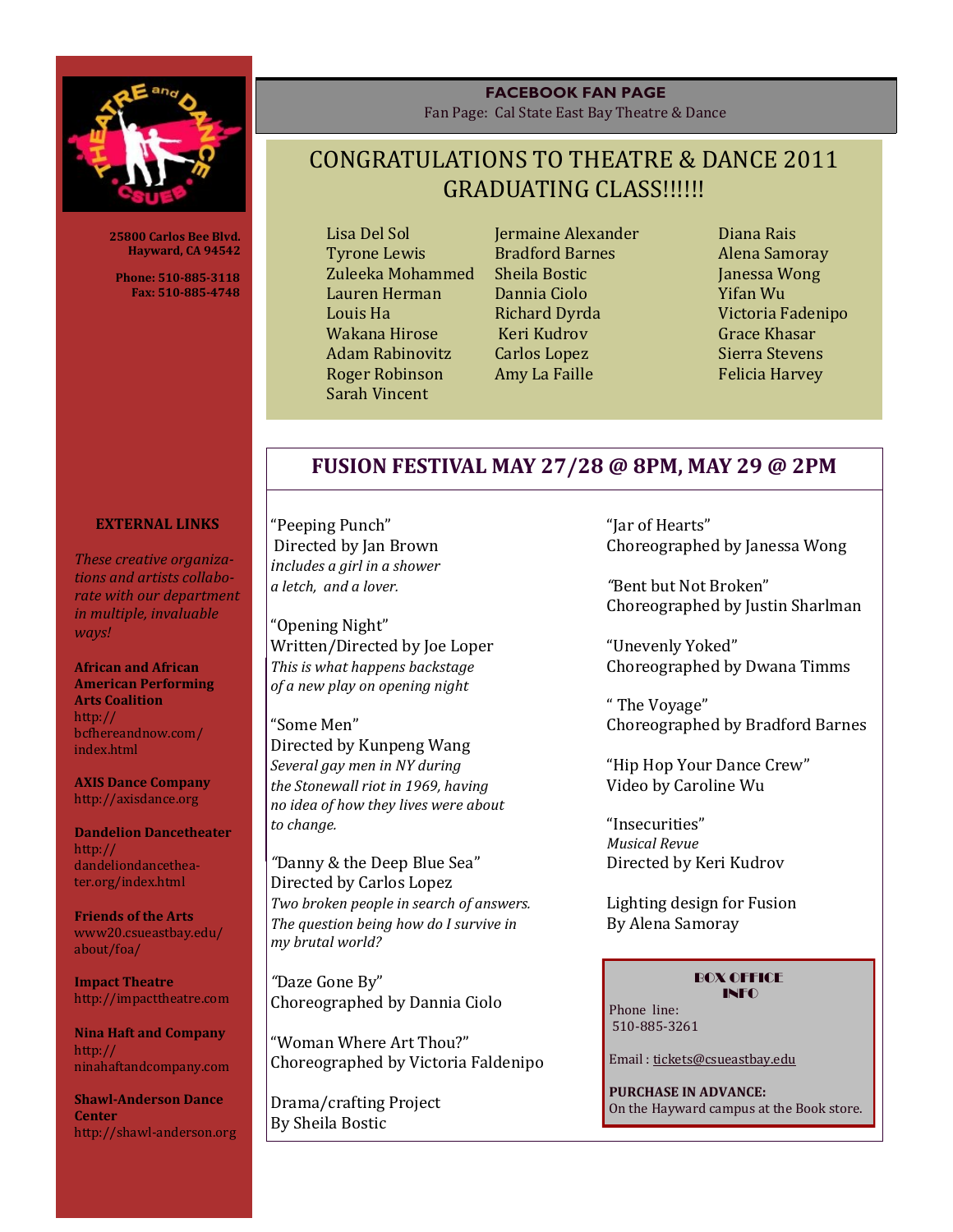25800 Carlos Bee Blvd.
Hayward, CA 94542

Phone: 510-885-3118
Fax: 510-885-4748

**EXTERNAL LINKS**

*These creative organizations and artists collaborate with our department in multiple, invaluable ways!*

**African and African American Performing Arts Coalition**
http://bcfhereandnow.com/index.html

**AXIS Dance Company**
http://axisdance.org

**Dandelion Dancetheater**
http://dandeliondancetheater.org/index.html

**Friends of the Arts**
www20.csueastbay.edu/about/foa/

**Impact Theatre**
http://impacttheatre.com

**Nina Haft and Company**
http://ninahaftandcompany.com

**Shawl-Anderson Dance Center**
http://shawl-anderson.org

**FACEBOOK FAN PAGE**

Fan Page: Cal State East Bay Theatre & Dance

## CONGRATULATIONS TO THEATRE & DANCE 2011 GRADUATING CLASS!!!!!!

Lisa Del Sol
Tyrone Lewis
Zuleeka Mohammed
Lauren Herman
Louis Ha
Wakana Hirose
Adam Rabinovitz
Roger Robinson
Sarah Vincent
Jermaine Alexander
Bradford Barnes
Sheila Bostic
Dannia Ciolo
Richard Dyrda
Keri Kudrov
Carlos Lopez
Amy La Faille
Diana Rais
Alena Samoray
Janessa Wong
Yifan Wu
Victoria Fadenipo
Grace Khasar
Sierra Stevens
Felicia Harvey

## FUSION FESTIVAL MAY 27/28 @ 8PM, MAY 29 @ 2PM

"Peeping Punch"
Directed by Jan Brown
*includes a girl in a shower a letch, and a lover.*

"Opening Night"
Written/Directed by Joe Loper
*This is what happens backstage of a new play on opening night*

"Some Men"
Directed by Kunpeng Wang
*Several gay men in NY during the Stonewall riot in 1969, having no idea of how they lives were about to change.*

"Danny & the Deep Blue Sea"
Directed by Carlos Lopez
*Two broken people in search of answers. The question being how do I survive in my brutal world?*

"Daze Gone By"
Choreographed by Dannia Ciolo

"Woman Where Art Thou?"
Choreographed by Victoria Faldenipo

Drama/crafting Project
By Sheila Bostic

"Jar of Hearts"
Choreographed by Janessa Wong

"Bent but Not Broken"
Choreographed by Justin Sharlman

"Unevenly Yoked"
Choreographed by Dwana Timms

" The Voyage"
Choreographed by Bradford Barnes

"Hip Hop Your Dance Crew"
Video by Caroline Wu

"Insecurities"
*Musical Revue*
Directed by Keri Kudrov

Lighting design for Fusion
By Alena Samoray

**BOX OFFICE INFO**

Phone line:
510-885-3261

Email : tickets@csueastbay.edu

**PURCHASE IN ADVANCE:**
On the Hayward campus at the Book store.